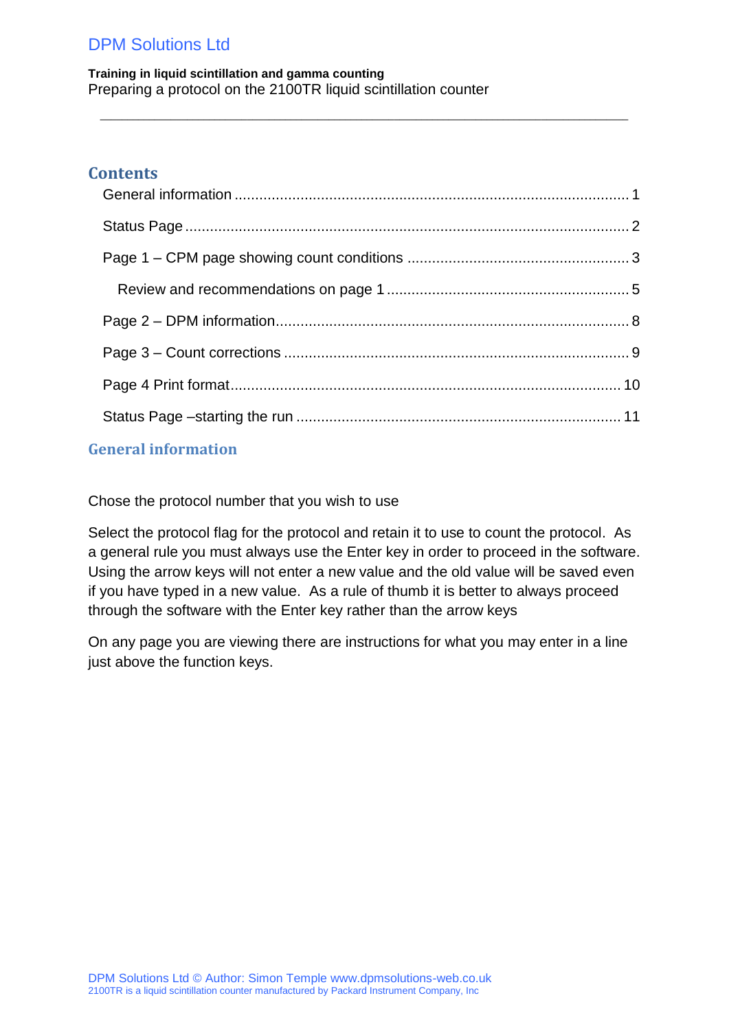DPM Solutions Ltd

**Training in liquid scintillation and gamma counting**

Preparing a protocol on the 2100TR liquid scintillation counter

## Contents

- General information ........ 1
- Status Page ........ 2
- Page 1 – CPM page showing count conditions ........ 3
  - Review and recommendations on page 1 ........ 5
- Page 2 – DPM information ........ 8
- Page 3 – Count corrections ........ 9
- Page 4 Print format ........ 10
- Status Page –starting the run ........ 11

## General information

Chose the protocol number that you wish to use

Select the protocol flag for the protocol and retain it to use to count the protocol. As a general rule you must always use the Enter key in order to proceed in the software. Using the arrow keys will not enter a new value and the old value will be saved even if you have typed in a new value. As a rule of thumb it is better to always proceed through the software with the Enter key rather than the arrow keys

On any page you are viewing there are instructions for what you may enter in a line just above the function keys.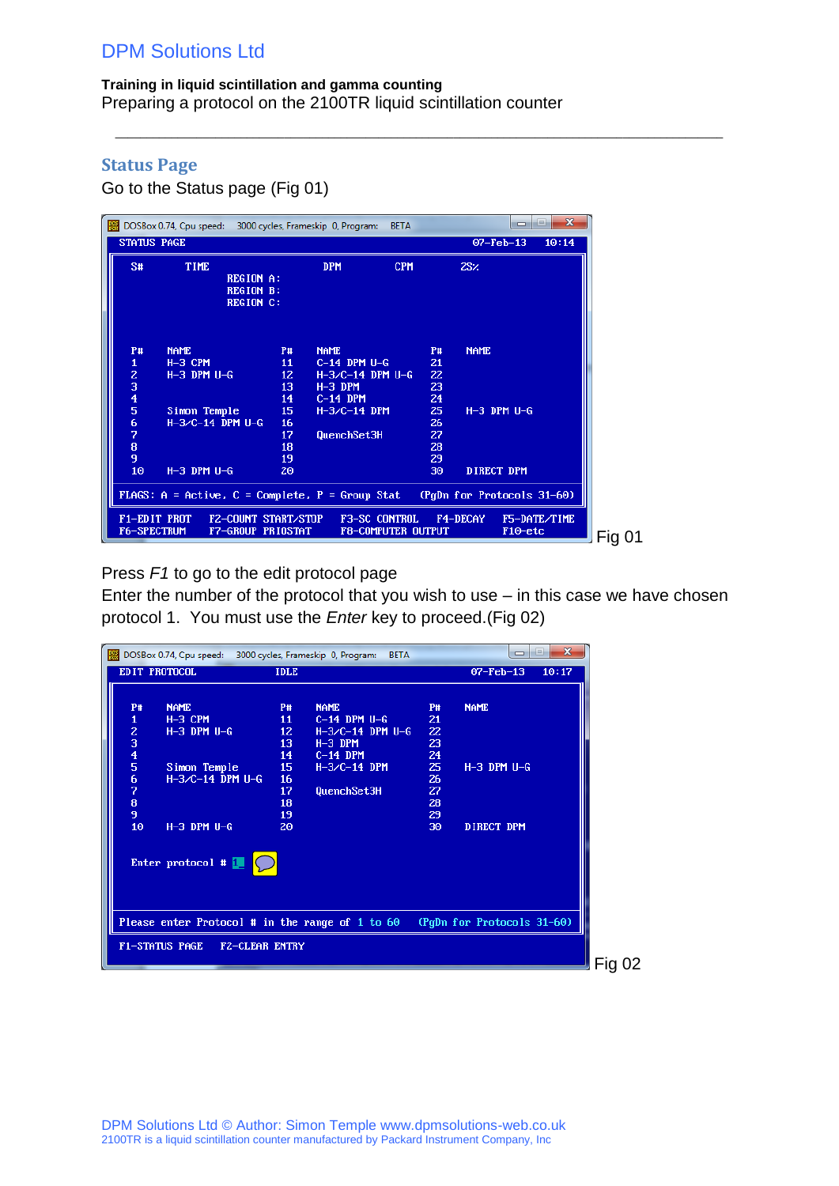## Status Page

Go to the Status page (Fig 01)

```
STATUS PAGE                                              07-Feb-13   10:14

  S#       TIME                      DPM         CPM         2S%
                   REGION A:
                   REGION B:
                   REGION C:

  P#   NAME               P#   NAME               P#   NAME
  1    H-3 CPM            11   C-14 DPM U-G       21
  2    H-3 DPM U-G        12   H-3/C-14 DPM U-G   22
  3                       13   H-3 DPM            23
  4                       14   C-14 DPM           24
  5    Simon Temple       15   H-3/C-14 DPM       25   H-3 DPM U-G
  6    H-3/C-14 DPM U-G   16                      26
  7                       17   QuenchSet3H        27
  8                       18                      28
  9                       19                      29
  10   H-3 DPM U-G        20                      30   DIRECT DPM

FLAGS: A = Active, C = Complete, P = Group Stat   (PgDn for Protocols 31-60)

F1-EDIT PROT   F2-COUNT START/STOP   F3-SC CONTROL   F4-DECAY   F5-DATE/TIME
F6-SPECTRUM    F7-GROUP PRIOSTAT     F8-COMPUTER OUTPUT         F10-etc
```

Fig 01

Press *F1* to go to the edit protocol page

Enter the number of the protocol that you wish to use – in this case we have chosen protocol 1. You must use the *Enter* key to proceed.(Fig 02)

```
EDIT PROTOCOL            IDLE                            07-Feb-13   10:17

  P#   NAME               P#   NAME               P#   NAME
  1    H-3 CPM            11   C-14 DPM U-G       21
  2    H-3 DPM U-G        12   H-3/C-14 DPM U-G   22
  3                       13   H-3 DPM            23
  4                       14   C-14 DPM           24
  5    Simon Temple       15   H-3/C-14 DPM       25   H-3 DPM U-G
  6    H-3/C-14 DPM U-G   16                      26
  7                       17   QuenchSet3H        27
  8                       18                      28
  9                       19                      29
  10   H-3 DPM U-G        20                      30   DIRECT DPM

  Enter protocol # 1

Please enter Protocol # in the range of 1 to 60   (PgDn for Protocols 31-60)

F1-STATUS PAGE   F2-CLEAR ENTRY
```

Fig 02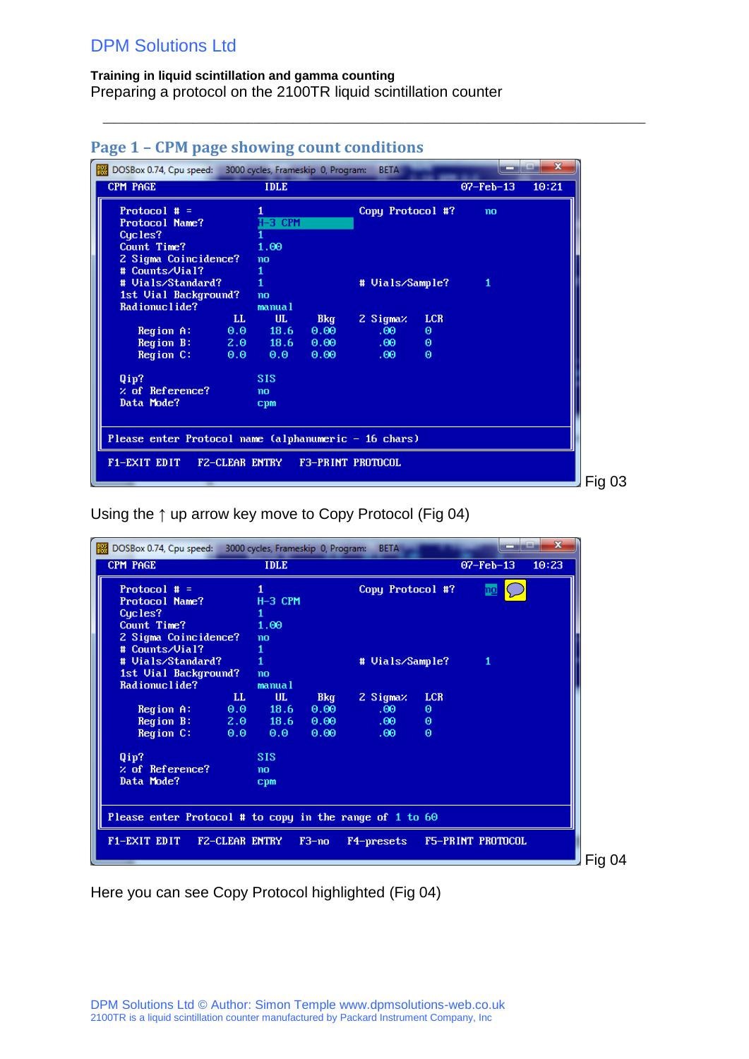## Page 1 – CPM page showing count conditions

```
DOSBox 0.74, Cpu speed:   3000 cycles, Frameskip  0, Program:   BETA
CPM PAGE                    IDLE                          07-Feb-13   10:21

  Protocol # =             1                  Copy Protocol #?     no
  Protocol Name?           H-3 CPM
  Cycles?                  1
  Count Time?              1.00
  2 Sigma Coincidence?     no
  # Counts/Vial?           1
  # Vials/Standard?        1                  # Vials/Sample?      1
  1st Vial Background?     no
  Radionuclide?            manual
                      LL      UL      Bkg     2 Sigma%    LCR
     Region A:        0.0     18.6    0.00      .00        0
     Region B:        2.0     18.6    0.00      .00        0
     Region C:        0.0     0.0     0.00      .00        0

  Qip?                     SIS
  % of Reference?          no
  Data Mode?               cpm

 Please enter Protocol name (alphanumeric - 16 chars)

 F1-EXIT EDIT    F2-CLEAR ENTRY    F3-PRINT PROTOCOL
```

Fig 03

Using the ↑ up arrow key move to Copy Protocol (Fig 04)

```
DOSBox 0.74, Cpu speed:   3000 cycles, Frameskip  0, Program:   BETA
CPM PAGE                    IDLE                          07-Feb-13   10:23

  Protocol # =             1                  Copy Protocol #?     no
  Protocol Name?           H-3 CPM
  Cycles?                  1
  Count Time?              1.00
  2 Sigma Coincidence?     no
  # Counts/Vial?           1
  # Vials/Standard?        1                  # Vials/Sample?      1
  1st Vial Background?     no
  Radionuclide?            manual
                      LL      UL      Bkg     2 Sigma%    LCR
     Region A:        0.0     18.6    0.00      .00        0
     Region B:        2.0     18.6    0.00      .00        0
     Region C:        0.0     0.0     0.00      .00        0

  Qip?                     SIS
  % of Reference?          no
  Data Mode?               cpm

 Please enter Protocol # to copy in the range of 1 to 60

 F1-EXIT EDIT    F2-CLEAR ENTRY    F3-no    F4-presets    F5-PRINT PROTOCOL
```

Fig 04

Here you can see Copy Protocol highlighted (Fig 04)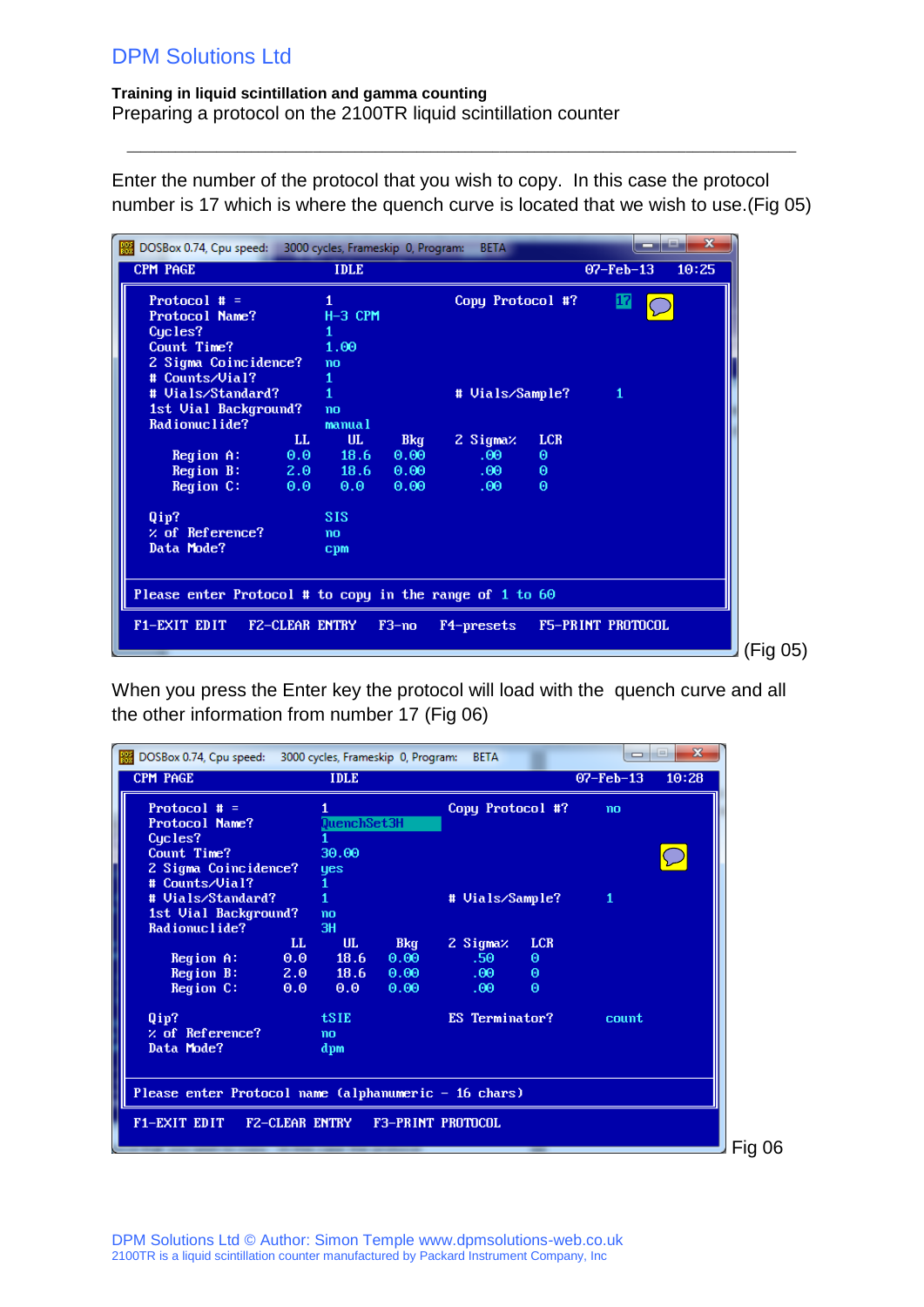Enter the number of the protocol that you wish to copy. In this case the protocol number is 17 which is where the quench curve is located that we wish to use.(Fig 05)

```
DOSBox 0.74, Cpu speed:   3000 cycles, Frameskip 0, Program:   BETA
CPM PAGE                  IDLE                        07-Feb-13   10:25

  Protocol # =              1              Copy Protocol #?      17
  Protocol Name?            H-3 CPM
  Cycles?                   1
  Count Time?               1.00
  2 Sigma Coincidence?      no
  # Counts/Vial?            1
  # Vials/Standard?         1              # Vials/Sample?       1
  1st Vial Background?      no
  Radionuclide?             manual
                      LL      UL      Bkg    2 Sigma%   LCR
     Region A:        0.0     18.6    0.00     .00       0
     Region B:        2.0     18.6    0.00     .00       0
     Region C:        0.0     0.0     0.00     .00       0

  Qip?                      SIS
  % of Reference?           no
  Data Mode?                cpm

 Please enter Protocol # to copy in the range of 1 to 60

 F1-EXIT EDIT   F2-CLEAR ENTRY   F3-no   F4-presets   F5-PRINT PROTOCOL
```

(Fig 05)

When you press the Enter key the protocol will load with the quench curve and all the other information from number 17 (Fig 06)

```
DOSBox 0.74, Cpu speed:   3000 cycles, Frameskip 0, Program:   BETA
CPM PAGE                  IDLE                        07-Feb-13   10:28

  Protocol # =              1              Copy Protocol #?      no
  Protocol Name?            QuenchSet3H
  Cycles?                   1
  Count Time?               30.00
  2 Sigma Coincidence?      yes
  # Counts/Vial?            1
  # Vials/Standard?         1              # Vials/Sample?       1
  1st Vial Background?      no
  Radionuclide?             3H
                      LL      UL      Bkg    2 Sigma%   LCR
     Region A:        0.0     18.6    0.00     .50       0
     Region B:        2.0     18.6    0.00     .00       0
     Region C:        0.0     0.0     0.00     .00       0

  Qip?                      tSIE           ES Terminator?        count
  % of Reference?           no
  Data Mode?                dpm

 Please enter Protocol name (alphanumeric - 16 chars)

 F1-EXIT EDIT   F2-CLEAR ENTRY   F3-PRINT PROTOCOL
```

Fig 06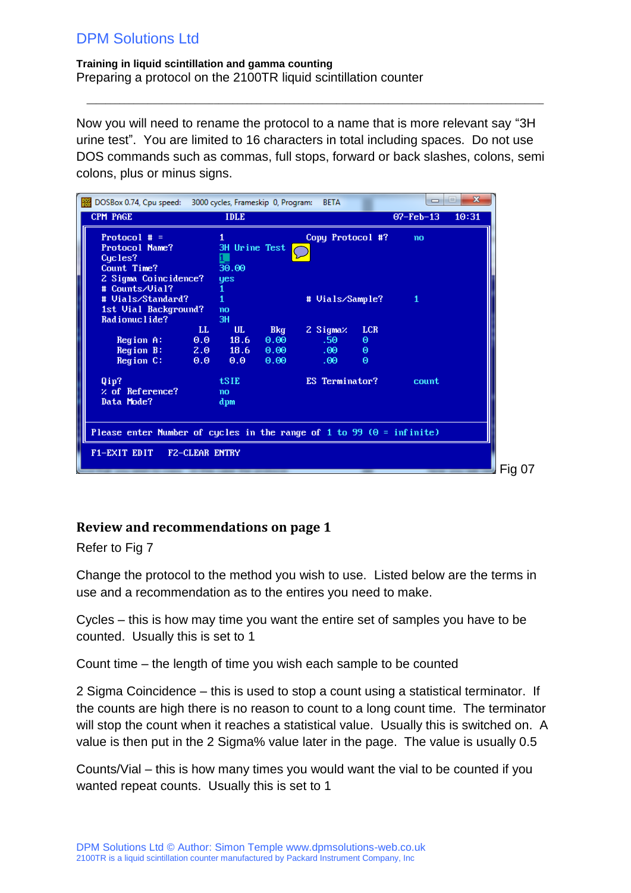Now you will need to rename the protocol to a name that is more relevant say "3H urine test". You are limited to 16 characters in total including spaces. Do not use DOS commands such as commas, full stops, forward or back slashes, colons, semi colons, plus or minus signs.

```
DOSBox 0.74, Cpu speed:   3000 cycles, Frameskip 0, Program:   BETA

CPM PAGE                  IDLE                          07-Feb-13    10:31

  Protocol # =            1                 Copy Protocol #?    no
  Protocol Name?          3H Urine Test
  Cycles?                 1
  Count Time?             30.00
  2 Sigma Coincidence?    yes
  # Counts/Vial?          1
  # Vials/Standard?       1                 # Vials/Sample?     1
  1st Vial Background?    no
  Radionuclide?           3H
                      LL      UL     Bkg     2 Sigma%   LCR
     Region A:        0.0     18.6   0.00    .50        0
     Region B:        2.0     18.6   0.00    .00        0
     Region C:        0.0     0.0    0.00    .00        0

  Qip?                    tSIE              ES Terminator?      count
  % of Reference?         no
  Data Mode?              dpm

Please enter Number of cycles in the range of 1 to 99 (0 = infinite)

F1-EXIT EDIT   F2-CLEAR ENTRY
```

Fig 07

## Review and recommendations on page 1

Refer to Fig 7

Change the protocol to the method you wish to use. Listed below are the terms in use and a recommendation as to the entires you need to make.

Cycles – this is how may time you want the entire set of samples you have to be counted. Usually this is set to 1

Count time – the length of time you wish each sample to be counted

2 Sigma Coincidence – this is used to stop a count using a statistical terminator. If the counts are high there is no reason to count to a long count time. The terminator will stop the count when it reaches a statistical value. Usually this is switched on. A value is then put in the 2 Sigma% value later in the page. The value is usually 0.5

Counts/Vial – this is how many times you would want the vial to be counted if you wanted repeat counts. Usually this is set to 1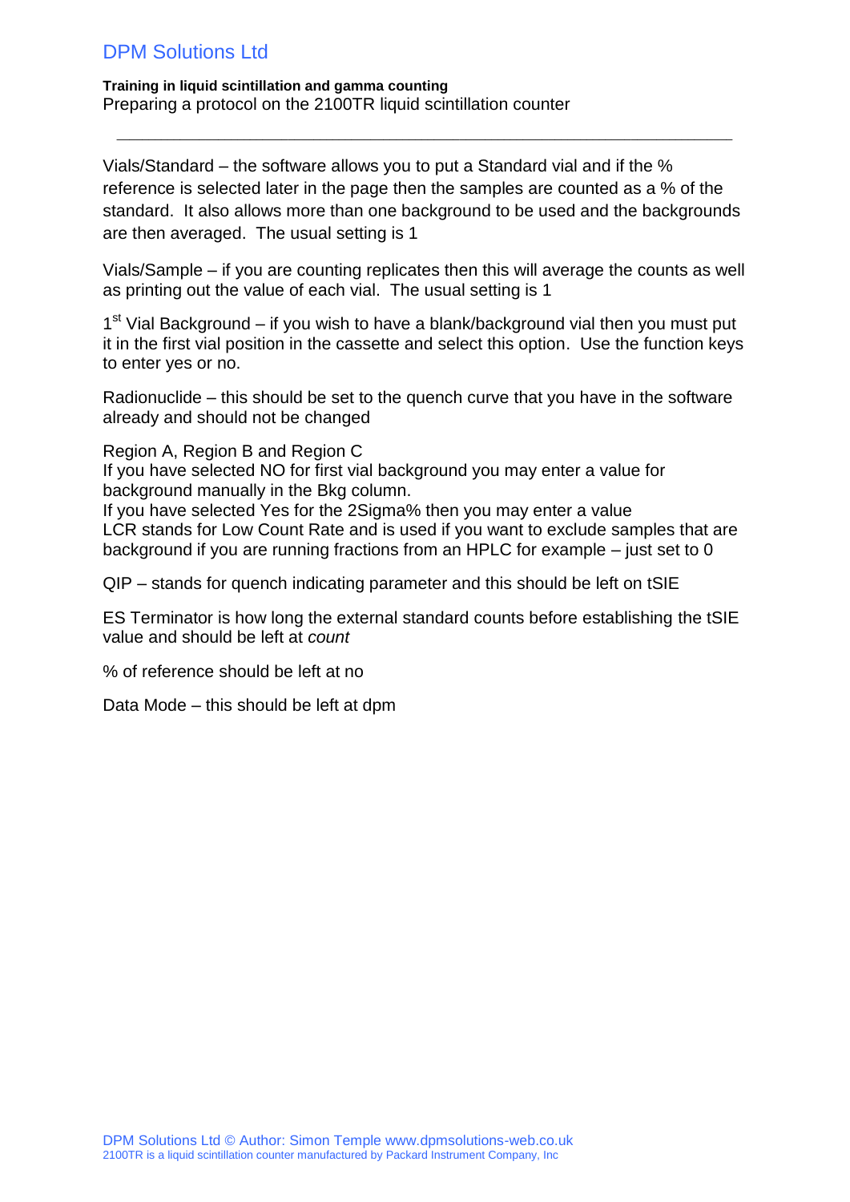**Training in liquid scintillation and gamma counting**

Preparing a protocol on the 2100TR liquid scintillation counter

---

Vials/Standard – the software allows you to put a Standard vial and if the % reference is selected later in the page then the samples are counted as a % of the standard. It also allows more than one background to be used and the backgrounds are then averaged. The usual setting is 1

Vials/Sample – if you are counting replicates then this will average the counts as well as printing out the value of each vial. The usual setting is 1

1st Vial Background – if you wish to have a blank/background vial then you must put it in the first vial position in the cassette and select this option. Use the function keys to enter yes or no.

Radionuclide – this should be set to the quench curve that you have in the software already and should not be changed

Region A, Region B and Region C
If you have selected NO for first vial background you may enter a value for background manually in the Bkg column.
If you have selected Yes for the 2Sigma% then you may enter a value
LCR stands for Low Count Rate and is used if you want to exclude samples that are background if you are running fractions from an HPLC for example – just set to 0

QIP – stands for quench indicating parameter and this should be left on tSIE

ES Terminator is how long the external standard counts before establishing the tSIE value and should be left at *count*

% of reference should be left at no

Data Mode – this should be left at dpm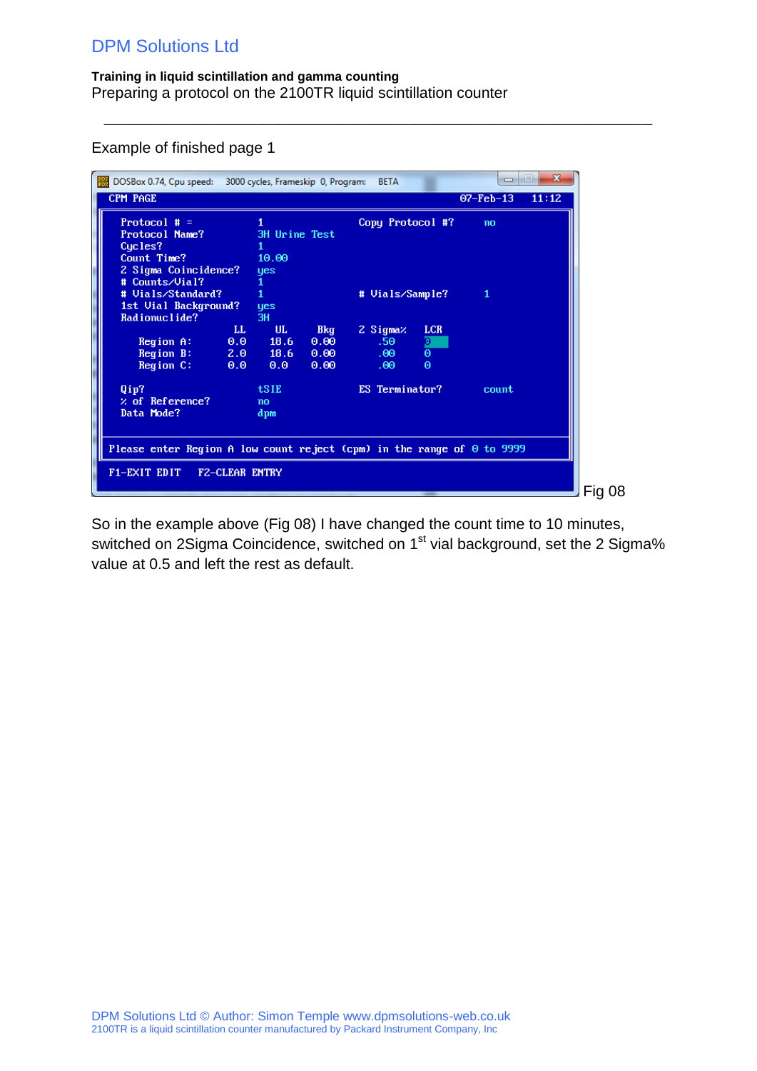Example of finished page 1

```
DOSBox 0.74, Cpu speed:   3000 cycles, Frameskip  0, Program:    BETA

CPM PAGE                                                07-Feb-13    11:12

   Protocol # =             1               Copy Protocol #?      no
   Protocol Name?           3H Urine Test
   Cycles?                  1
   Count Time?              10.00
   2 Sigma Coincidence?     yes
   # Counts/Vial?           1
   # Vials/Standard?        1               # Vials/Sample?       1
   1st Vial Background?     yes
   Radionuclide?            3H
                      LL       UL      Bkg    2 Sigma%   LCR
      Region A:      0.0     18.6     0.00       .50     0
      Region B:      2.0     18.6     0.00       .00     0
      Region C:      0.0      0.0     0.00       .00     0

   Qip?                     tSIE            ES Terminator?        count
   % of Reference?          no
   Data Mode?               dpm

 Please enter Region A low count reject (cpm) in the range of 0 to 9999

 F1-EXIT EDIT   F2-CLEAR ENTRY
```

Fig 08

So in the example above (Fig 08) I have changed the count time to 10 minutes, switched on 2Sigma Coincidence, switched on 1st vial background, set the 2 Sigma% value at 0.5 and left the rest as default.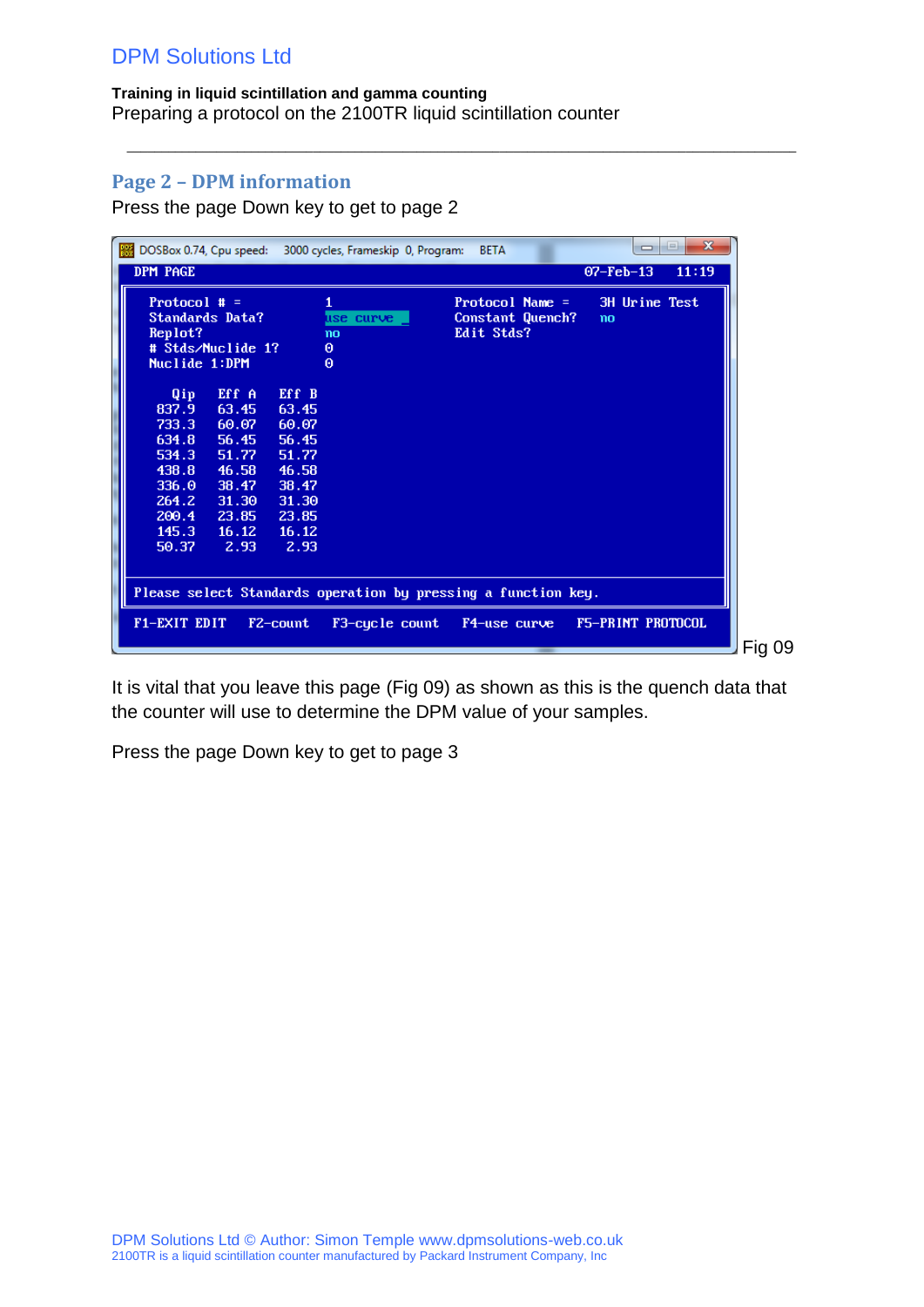## Page 2 – DPM information

Press the page Down key to get to page 2

```
DPM PAGE                                                  07-Feb-13   11:19

  Protocol # =            1                Protocol Name =    3H Urine Test
  Standards Data?         use curve        Constant Quench?   no
  Replot?                 no               Edit Stds?
  # Stds/Nuclide 1?       0
  Nuclide 1:DPM           0

     Qip     Eff A    Eff B
   837.9     63.45    63.45
   733.3     60.07    60.07
   634.8     56.45    56.45
   534.3     51.77    51.77
   438.8     46.58    46.58
   336.0     38.47    38.47
   264.2     31.30    31.30
   200.4     23.85    23.85
   145.3     16.12    16.12
   50.37      2.93     2.93

 Please select Standards operation by pressing a function key.

 F1-EXIT EDIT   F2-count   F3-cycle count   F4-use curve   F5-PRINT PROTOCOL
```

Fig 09

It is vital that you leave this page (Fig 09) as shown as this is the quench data that the counter will use to determine the DPM value of your samples.

Press the page Down key to get to page 3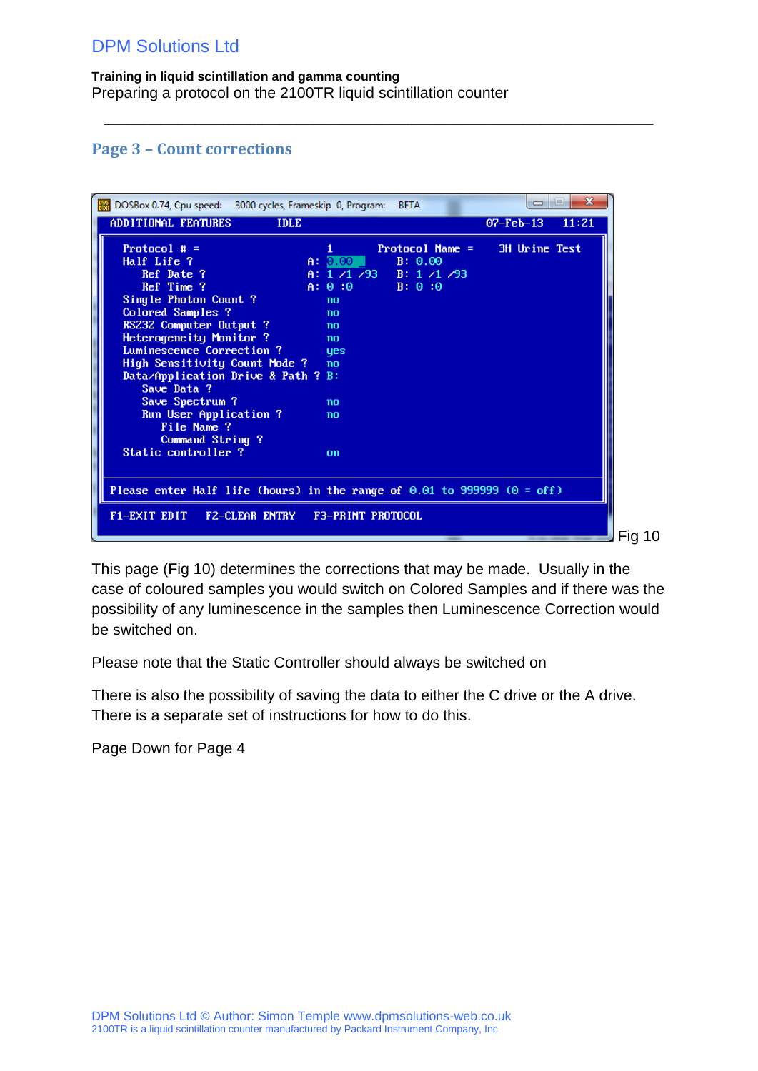## Page 3 – Count corrections

```
ADDITIONAL FEATURES        IDLE                                  07-Feb-13   11:21

  Protocol # =                            1        Protocol Name =     3H Urine Test
  Half Life ?                         A:  0.00           B: 0.00
     Ref Date ?                       A:  1 /1 /93       B: 1 /1 /93
     Ref Time ?                       A:  0 :0           B: 0 :0
  Single Photon Count ?                   no
  Colored Samples ?                       no
  RS232 Computer Output ?                 no
  Heterogeneity Monitor ?                 no
  Luminescence Correction ?               yes
  High Sensitivity Count Mode ?           no
  Data/Application Drive & Path ?         B:
     Save Data ?
     Save Spectrum ?                      no
     Run User Application ?               no
        File Name ?
        Command String ?
  Static controller ?                     on

 Please enter Half life (hours) in the range of 0.01 to 999999 (0 = off)

 F1-EXIT EDIT   F2-CLEAR ENTRY   F3-PRINT PROTOCOL
```

Fig 10

This page (Fig 10) determines the corrections that may be made. Usually in the case of coloured samples you would switch on Colored Samples and if there was the possibility of any luminescence in the samples then Luminescence Correction would be switched on.

Please note that the Static Controller should always be switched on

There is also the possibility of saving the data to either the C drive or the A drive. There is a separate set of instructions for how to do this.

Page Down for Page 4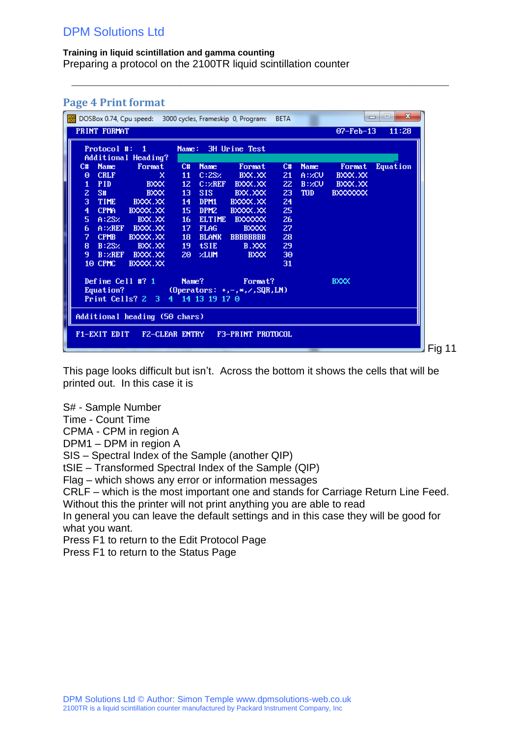## Page 4 Print format

```
DOSBox 0.74, Cpu speed:   3000 cycles, Frameskip  0, Program:   BETA

PRINT FORMAT                                              07-Feb-13    11:28

  Protocol #:  1          Name:  3H Urine Test
  Additional Heading?
 C#  Name       Format   C#  Name      Format   C#  Name      Format  Equation
 0   CRLF            X   11  C:2S%     BXX.XX   21  A:%CV     BXXX.XX
 1   PID          BXXX   12  C:%REF   BXXX.XX   22  B:%CV     BXXX.XX
 2   S#           BXXX   13  SIS      BXX.XXX   23  TOD      BXXXXXXX
 3   TIME      BXXX.XX   14  DPM1    BXXXX.XX   24
 4   CPMA     BXXXX.XX   15  DPM2    BXXXX.XX   25
 5   A:2S%      BXX.XX   16  ELTIME   BXXXXXX   26
 6   A:%REF    BXXX.XX   17  FLAG       BXXXX   27
 7   CPMB     BXXXX.XX   18  BLANK   BBBBBBBB   28
 8   B:2S%      BXX.XX   19  tSIE       B.XXX   29
 9   B:%REF    BXXX.XX   20  %LUM        BXXX   30
 10  CPMC     BXXXX.XX                          31

  Define Cell #? 1         Name?          Format?               BXXX
  Equation?          (Operators: +,-,*,/,SQR,LN)
  Print Cells? 2  3  4  14 13 19 17 0

 Additional heading (50 chars)

 F1-EXIT EDIT   F2-CLEAR ENTRY   F3-PRINT PROTOCOL
```

Fig 11

This page looks difficult but isn't. Across the bottom it shows the cells that will be printed out. In this case it is

S# - Sample Number
Time - Count Time
CPMA - CPM in region A
DPM1 – DPM in region A
SIS – Spectral Index of the Sample (another QIP)
tSIE – Transformed Spectral Index of the Sample (QIP)
Flag – which shows any error or information messages
CRLF – which is the most important one and stands for Carriage Return Line Feed. Without this the printer will not print anything you are able to read
In general you can leave the default settings and in this case they will be good for what you want.
Press F1 to return to the Edit Protocol Page
Press F1 to return to the Status Page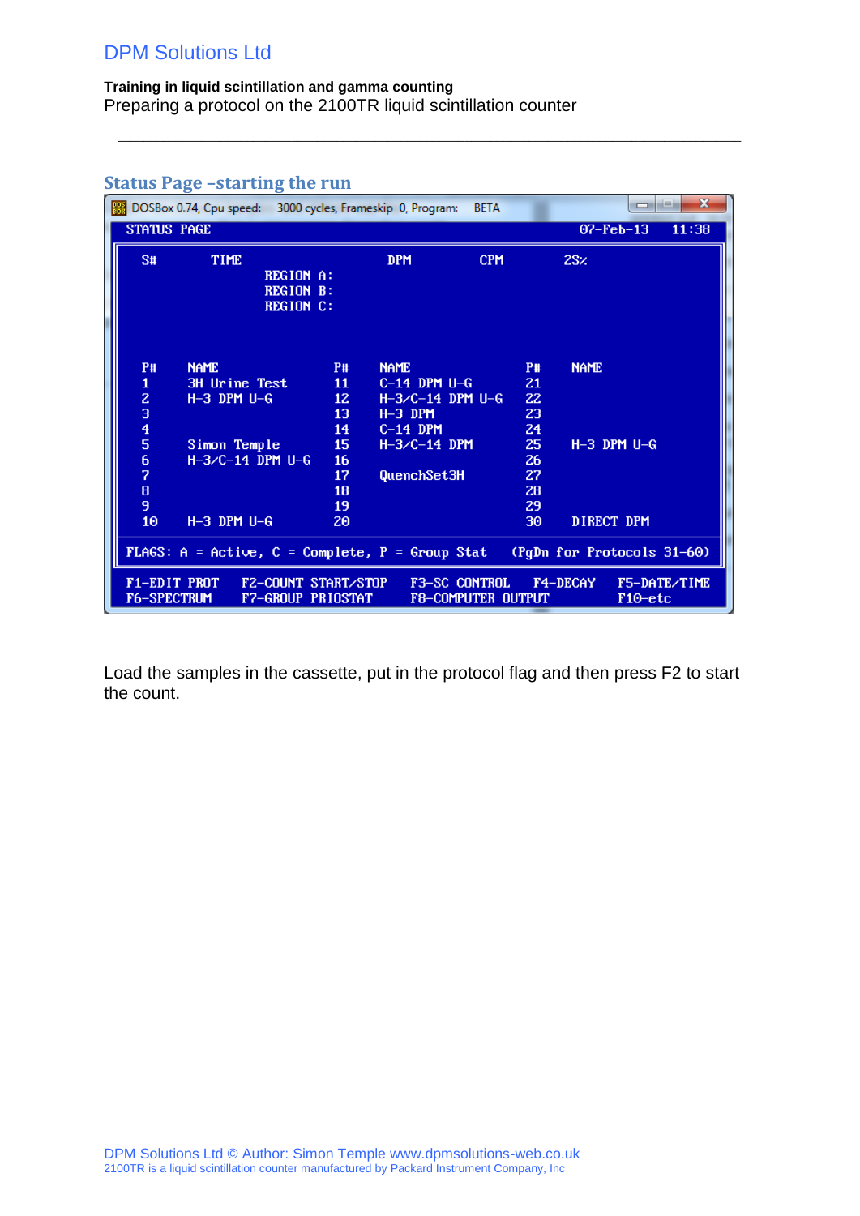## Status Page –starting the run

```
DOSBox 0.74, Cpu speed:   3000 cycles, Frameskip  0, Program:   BETA
STATUS PAGE                                              07-Feb-13    11:38

  S#        TIME                  DPM         CPM         2S%
                 REGION A:
                 REGION B:
                 REGION C:

  P#    NAME              P#    NAME              P#    NAME
  1     3H Urine Test     11    C-14 DPM U-G      21
  2     H-3 DPM U-G       12    H-3/C-14 DPM U-G  22
  3                       13    H-3 DPM           23
  4                       14    C-14 DPM          24
  5     Simon Temple      15    H-3/C-14 DPM      25    H-3 DPM U-G
  6     H-3/C-14 DPM U-G  16                      26
  7                       17    QuenchSet3H       27
  8                       18                      28
  9                       19                      29
  10    H-3 DPM U-G       20                      30    DIRECT DPM

FLAGS: A = Active, C = Complete, P = Group Stat   (PgDn for Protocols 31-60)

F1-EDIT PROT   F2-COUNT START/STOP   F3-SC CONTROL   F4-DECAY   F5-DATE/TIME
F6-SPECTRUM    F7-GROUP PRIOSTAT     F8-COMPUTER OUTPUT          F10-etc
```

Load the samples in the cassette, put in the protocol flag and then press F2 to start the count.